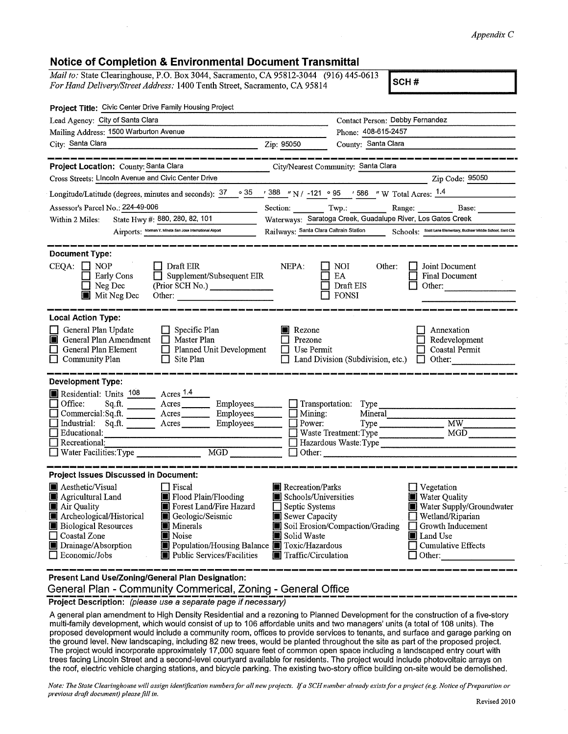*Appendix C*

## Notice of Completion & Environmental Document Transmittal

*Mail to:* State Clearinghouse, P.O. Box 3044, Sacramento, CA 95812-3044 (916) 445-0613
*For Hand Delivery/Street Address:* 1400 Tenth Street, Sacramento, CA 95814

**SCH #**

**Project Title:** Civic Center Drive Family Housing Project

Lead Agency: City of Santa Clara
Contact Person: Debby Fernandez
Mailing Address: 1500 Warburton Avenue
Phone: 408-615-2457
City: Santa Clara  Zip: 95050
County: Santa Clara

---

**Project Location:** County: Santa Clara  City/Nearest Community: Santa Clara
Cross Streets: Lincoln Avenue and Civic Center Drive  Zip Code: 95050
Longitude/Latitude (degrees, minutes and seconds): 37 ° 35 ′ 388 ″ N / -121 ° 95 ′ 586 ″ W Total Acres: 1.4
Assessor's Parcel No.: 224-49-006  Section: ___ Twp.: ___ Range: ___ Base: ___
Within 2 Miles: State Hwy #: 880, 280, 82, 101  Waterways: Saratoga Creek, Guadalupe River, Los Gatos Creek
Airports: Norman Y. Mineta San Jose International Airport  Railways: Santa Clara Caltrain Station  Schools: Scott Lane Elementary, Buchser Middle School, Sant Cla

---

**Document Type:**

CEQA:
- [ ] NOP
- [ ] Early Cons
- [ ] Neg Dec
- [x] Mit Neg Dec
- [ ] Draft EIR
- [ ] Supplement/Subsequent EIR (Prior SCH No.) ___
- Other: ___

NEPA:
- [ ] NOI
- [ ] EA
- [ ] Draft EIS
- [ ] FONSI

Other:
- [ ] Joint Document
- [ ] Final Document
- [ ] Other: ___

---

**Local Action Type:**

- [ ] General Plan Update
- [x] General Plan Amendment
- [ ] General Plan Element
- [ ] Community Plan
- [ ] Specific Plan
- [ ] Master Plan
- [ ] Planned Unit Development
- [ ] Site Plan
- [x] Rezone
- [ ] Prezone
- [ ] Use Permit
- [ ] Land Division (Subdivision, etc.)
- [ ] Annexation
- [ ] Redevelopment
- [ ] Coastal Permit
- [ ] Other: ___

---

**Development Type:**

- [x] Residential: Units 108 Acres 1.4
- [ ] Office: Sq.ft. ___ Acres ___ Employees ___
- [ ] Commercial: Sq.ft. ___ Acres ___ Employees ___
- [ ] Industrial: Sq.ft. ___ Acres ___ Employees ___
- [ ] Educational: ___
- [ ] Recreational: ___
- [ ] Water Facilities: Type ___ MGD ___
- [ ] Transportation: Type ___
- [ ] Mining: Mineral ___
- [ ] Power: Type ___ MW ___
- [ ] Waste Treatment: Type ___ MGD ___
- [ ] Hazardous Waste: Type ___
- [ ] Other: ___

---

**Project Issues Discussed in Document:**

- [x] Aesthetic/Visual
- [x] Agricultural Land
- [x] Air Quality
- [x] Archeological/Historical
- [x] Biological Resources
- [ ] Coastal Zone
- [x] Drainage/Absorption
- [ ] Economic/Jobs
- [ ] Fiscal
- [x] Flood Plain/Flooding
- [x] Forest Land/Fire Hazard
- [x] Geologic/Seismic
- [x] Minerals
- [x] Noise
- [x] Population/Housing Balance
- [x] Public Services/Facilities
- [x] Recreation/Parks
- [x] Schools/Universities
- [ ] Septic Systems
- [x] Sewer Capacity
- [x] Soil Erosion/Compaction/Grading
- [x] Solid Waste
- [x] Toxic/Hazardous
- [x] Traffic/Circulation
- [ ] Vegetation
- [x] Water Quality
- [x] Water Supply/Groundwater
- [ ] Wetland/Riparian
- [ ] Growth Inducement
- [x] Land Use
- [ ] Cumulative Effects
- [ ] Other: ___

---

**Present Land Use/Zoning/General Plan Designation:**
General Plan - Community Commerical, Zoning - General Office

**Project Description:** *(please use a separate page if necessary)*

A general plan amendment to High Density Residential and a rezoning to Planned Development for the construction of a five-story multi-family development, which would consist of up to 106 affordable units and two managers' units (a total of 108 units). The proposed development would include a community room, offices to provide services to tenants, and surface and garage parking on the ground level. New landscaping, including 82 new trees, would be planted throughout the site as part of the proposed project. The project would incorporate approximately 17,000 square feet of common open space including a landscaped entry court with trees facing Lincoln Street and a second-level courtyard available for residents. The project would include photovoltaic arrays on the roof, electric vehicle charging stations, and bicycle parking. The existing two-story office building on-site would be demolished.

*Note: The State Clearinghouse will assign identification numbers for all new projects. If a SCH number already exists for a project (e.g. Notice of Preparation or previous draft document) please fill in.*

Revised 2010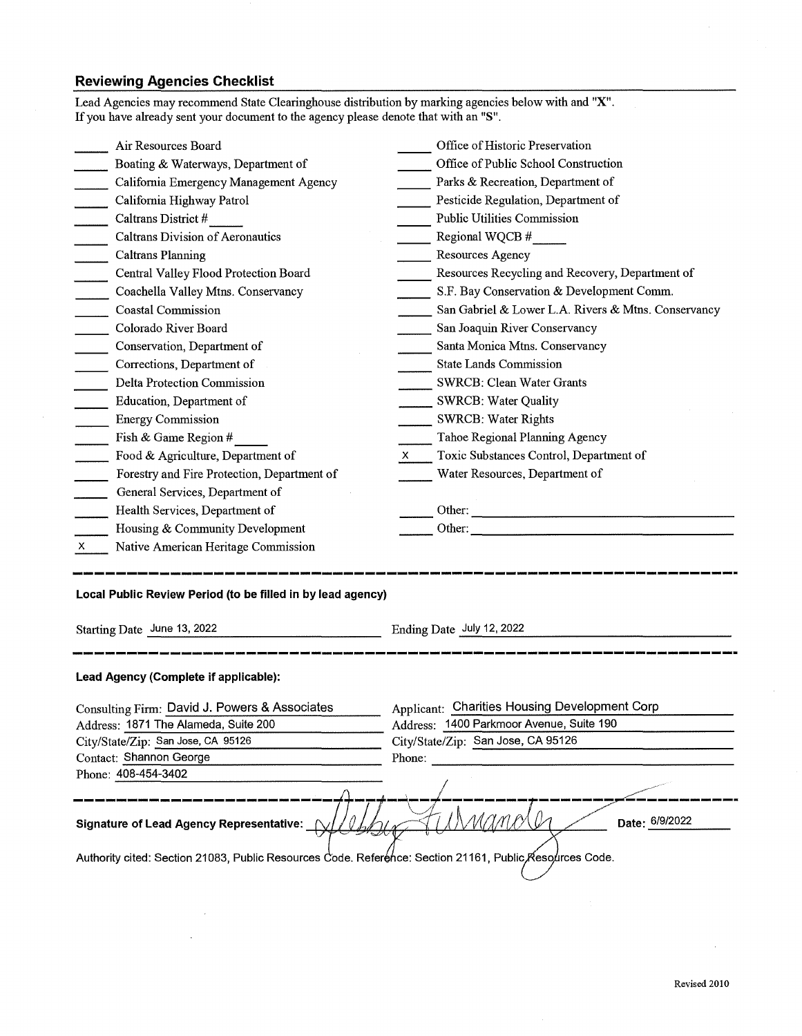## Reviewing Agencies Checklist

Lead Agencies may recommend State Clearinghouse distribution by marking agencies below with and "X".
If you have already sent your document to the agency please denote that with an "S".

_____ Air Resources Board
_____ Boating & Waterways, Department of
_____ California Emergency Management Agency
_____ California Highway Patrol
_____ Caltrans District # _____
_____ Caltrans Division of Aeronautics
_____ Caltrans Planning
_____ Central Valley Flood Protection Board
_____ Coachella Valley Mtns. Conservancy
_____ Coastal Commission
_____ Colorado River Board
_____ Conservation, Department of
_____ Corrections, Department of
_____ Delta Protection Commission
_____ Education, Department of
_____ Energy Commission
_____ Fish & Game Region # _____
_____ Food & Agriculture, Department of
_____ Forestry and Fire Protection, Department of
_____ General Services, Department of
_____ Health Services, Department of
_____ Housing & Community Development
X Native American Heritage Commission
_____ Office of Historic Preservation
_____ Office of Public School Construction
_____ Parks & Recreation, Department of
_____ Pesticide Regulation, Department of
_____ Public Utilities Commission
_____ Regional WQCB # _____
_____ Resources Agency
_____ Resources Recycling and Recovery, Department of
_____ S.F. Bay Conservation & Development Comm.
_____ San Gabriel & Lower L.A. Rivers & Mtns. Conservancy
_____ San Joaquin River Conservancy
_____ Santa Monica Mtns. Conservancy
_____ State Lands Commission
_____ SWRCB: Clean Water Grants
_____ SWRCB: Water Quality
_____ SWRCB: Water Rights
_____ Tahoe Regional Planning Agency
X Toxic Substances Control, Department of
_____ Water Resources, Department of

_____ Other: _____________________
_____ Other: _____________________

---

**Local Public Review Period (to be filled in by lead agency)**

Starting Date June 13, 2022 Ending Date July 12, 2022

---

**Lead Agency (Complete if applicable):**

Consulting Firm: David J. Powers & Associates
Address: 1871 The Alameda, Suite 200
City/State/Zip: San Jose, CA 95126
Contact: Shannon George
Phone: 408-454-3402

Applicant: Charities Housing Development Corp
Address: 1400 Parkmoor Avenue, Suite 190
City/State/Zip: San Jose, CA 95126
Phone:

---

**Signature of Lead Agency Representative:** Debbie Fernandez **Date:** 6/9/2022

Authority cited: Section 21083, Public Resources Code. Reference: Section 21161, Public Resources Code.

Revised 2010